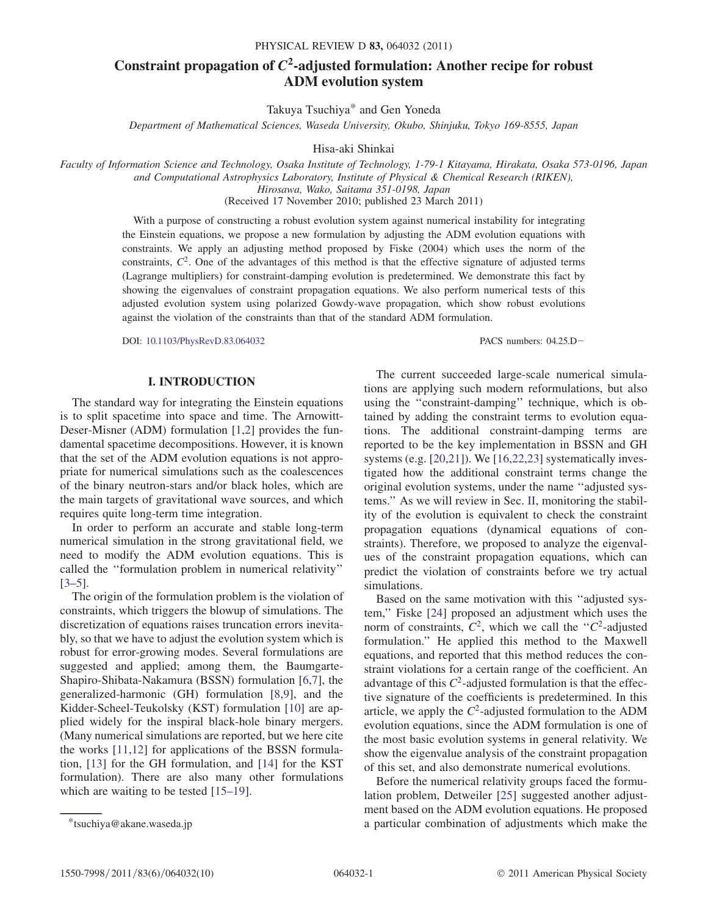# Constraint propagation of $C^2$-adjusted formulation: Another recipe for robust ADM evolution system

Takuya Tsuchiya* and Gen Yoneda

*Department of Mathematical Sciences, Waseda University, Okubo, Shinjuku, Tokyo 169-8555, Japan*

Hisa-aki Shinkai

*Faculty of Information Science and Technology, Osaka Institute of Technology, 1-79-1 Kitayama, Hirakata, Osaka 573-0196, Japan and Computational Astrophysics Laboratory, Institute of Physical & Chemical Research (RIKEN), Hirosawa, Wako, Saitama 351-0198, Japan*

(Received 17 November 2010; published 23 March 2011)

With a purpose of constructing a robust evolution system against numerical instability for integrating the Einstein equations, we propose a new formulation by adjusting the ADM evolution equations with constraints. We apply an adjusting method proposed by Fiske (2004) which uses the norm of the constraints, $C^2$. One of the advantages of this method is that the effective signature of adjusted terms (Lagrange multipliers) for constraint-damping evolution is predetermined. We demonstrate this fact by showing the eigenvalues of constraint propagation equations. We also perform numerical tests of this adjusted evolution system using polarized Gowdy-wave propagation, which show robust evolutions against the violation of the constraints than that of the standard ADM formulation.

DOI: 10.1103/PhysRevD.83.064032 PACS numbers: 04.25.D−

## I. INTRODUCTION

The standard way for integrating the Einstein equations is to split spacetime into space and time. The Arnowitt-Deser-Misner (ADM) formulation [1,2] provides the fundamental spacetime decompositions. However, it is known that the set of the ADM evolution equations is not appropriate for numerical simulations such as the coalescences of the binary neutron-stars and/or black holes, which are the main targets of gravitational wave sources, and which requires quite long-term time integration.

In order to perform an accurate and stable long-term numerical simulation in the strong gravitational field, we need to modify the ADM evolution equations. This is called the "formulation problem in numerical relativity" [3–5].

The origin of the formulation problem is the violation of constraints, which triggers the blowup of simulations. The discretization of equations raises truncation errors inevitably, so that we have to adjust the evolution system which is robust for error-growing modes. Several formulations are suggested and applied; among them, the Baumgarte-Shapiro-Shibata-Nakamura (BSSN) formulation [6,7], the generalized-harmonic (GH) formulation [8,9], and the Kidder-Scheel-Teukolsky (KST) formulation [10] are applied widely for the inspiral black-hole binary mergers. (Many numerical simulations are reported, but we here cite the works [11,12] for applications of the BSSN formulation, [13] for the GH formulation, and [14] for the KST formulation). There are also many other formulations which are waiting to be tested [15–19].

The current succeeded large-scale numerical simulations are applying such modern reformulations, but also using the "constraint-damping" technique, which is obtained by adding the constraint terms to evolution equations. The additional constraint-damping terms are reported to be the key implementation in BSSN and GH systems (e.g. [20,21]). We [16,22,23] systematically investigated how the additional constraint terms change the original evolution systems, under the name "adjusted systems." As we will review in Sec. II, monitoring the stability of the evolution is equivalent to check the constraint propagation equations (dynamical equations of constraints). Therefore, we proposed to analyze the eigenvalues of the constraint propagation equations, which can predict the violation of constraints before we try actual simulations.

Based on the same motivation with this "adjusted system," Fiske [24] proposed an adjustment which uses the norm of constraints, $C^2$, which we call the "$C^2$-adjusted formulation." He applied this method to the Maxwell equations, and reported that this method reduces the constraint violations for a certain range of the coefficient. An advantage of this $C^2$-adjusted formulation is that the effective signature of the coefficients is predetermined. In this article, we apply the $C^2$-adjusted formulation to the ADM evolution equations, since the ADM formulation is one of the most basic evolution systems in general relativity. We show the eigenvalue analysis of the constraint propagation of this set, and also demonstrate numerical evolutions.

Before the numerical relativity groups faced the formulation problem, Detweiler [25] suggested another adjustment based on the ADM evolution equations. He proposed a particular combination of adjustments which make the

*tsuchiya@akane.waseda.jp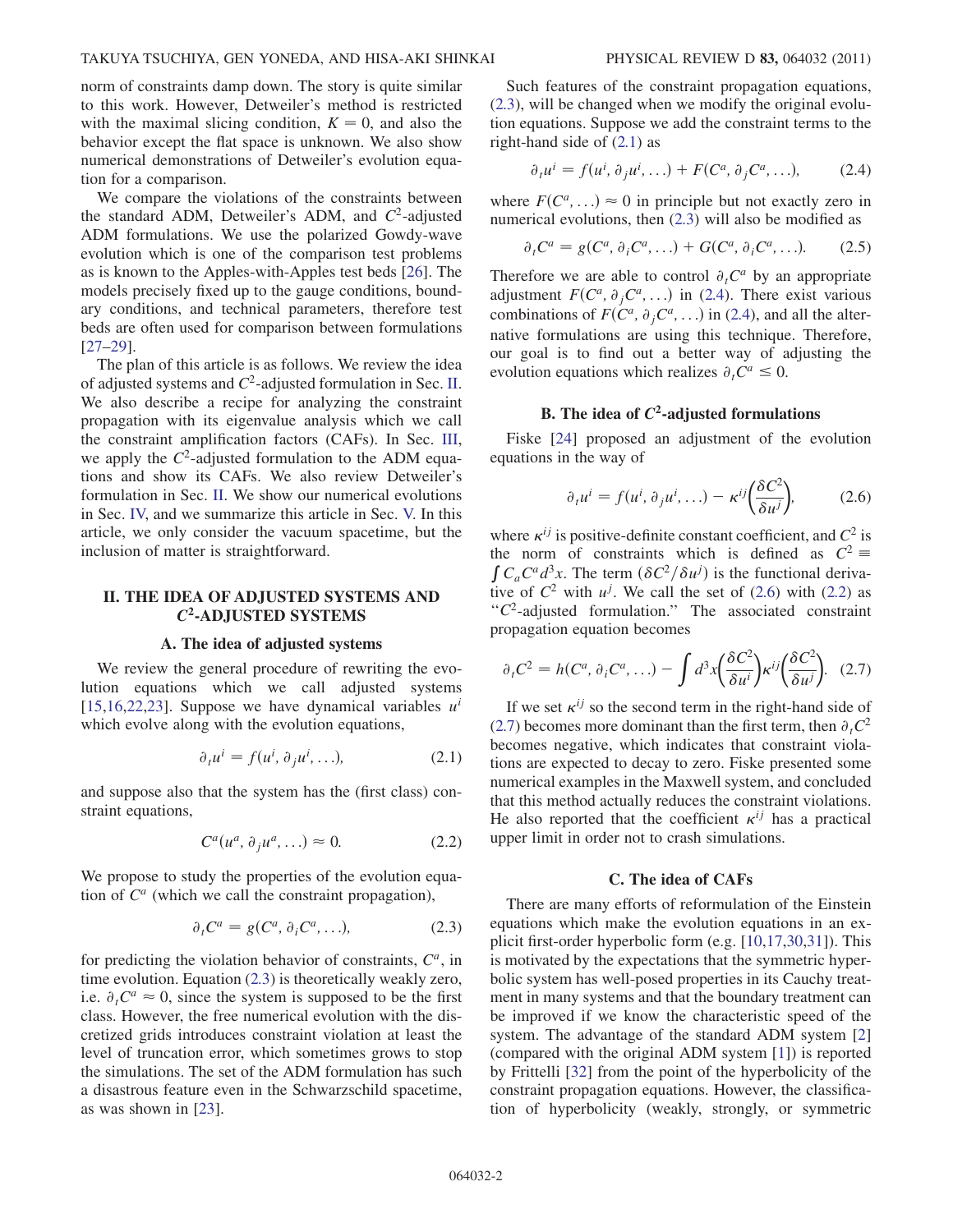norm of constraints damp down. The story is quite similar to this work. However, Detweiler's method is restricted with the maximal slicing condition, $K = 0$, and also the behavior except the flat space is unknown. We also show numerical demonstrations of Detweiler's evolution equation for a comparison.

We compare the violations of the constraints between the standard ADM, Detweiler's ADM, and $C^2$-adjusted ADM formulations. We use the polarized Gowdy-wave evolution which is one of the comparison test problems as is known to the Apples-with-Apples test beds [26]. The models precisely fixed up to the gauge conditions, boundary conditions, and technical parameters, therefore test beds are often used for comparison between formulations [27–29].

The plan of this article is as follows. We review the idea of adjusted systems and $C^2$-adjusted formulation in Sec. II. We also describe a recipe for analyzing the constraint propagation with its eigenvalue analysis which we call the constraint amplification factors (CAFs). In Sec. III, we apply the $C^2$-adjusted formulation to the ADM equations and show its CAFs. We also review Detweiler's formulation in Sec. II. We show our numerical evolutions in Sec. IV, and we summarize this article in Sec. V. In this article, we only consider the vacuum spacetime, but the inclusion of matter is straightforward.

## II. THE IDEA OF ADJUSTED SYSTEMS AND $C^2$-ADJUSTED SYSTEMS

### A. The idea of adjusted systems

We review the general procedure of rewriting the evolution equations which we call adjusted systems [15,16,22,23]. Suppose we have dynamical variables $u^i$ which evolve along with the evolution equations,

$$\partial_t u^i = f(u^i, \partial_j u^i, \ldots), \tag{2.1}$$

and suppose also that the system has the (first class) constraint equations,

$$C^a(u^a, \partial_j u^a, \ldots) \approx 0. \tag{2.2}$$

We propose to study the properties of the evolution equation of $C^a$ (which we call the constraint propagation),

$$\partial_t C^a = g(C^a, \partial_i C^a, \ldots), \tag{2.3}$$

for predicting the violation behavior of constraints, $C^a$, in time evolution. Equation (2.3) is theoretically weakly zero, i.e. $\partial_t C^a \approx 0$, since the system is supposed to be the first class. However, the free numerical evolution with the discretized grids introduces constraint violation at least the level of truncation error, which sometimes grows to stop the simulations. The set of the ADM formulation has such a disastrous feature even in the Schwarzschild spacetime, as was shown in [23].

Such features of the constraint propagation equations, (2.3), will be changed when we modify the original evolution equations. Suppose we add the constraint terms to the right-hand side of (2.1) as

$$\partial_t u^i = f(u^i, \partial_j u^i, \ldots) + F(C^a, \partial_j C^a, \ldots), \tag{2.4}$$

where $F(C^a, \ldots) \approx 0$ in principle but not exactly zero in numerical evolutions, then (2.3) will also be modified as

$$\partial_t C^a = g(C^a, \partial_i C^a, \ldots) + G(C^a, \partial_i C^a, \ldots). \tag{2.5}$$

Therefore we are able to control $\partial_t C^a$ by an appropriate adjustment $F(C^a, \partial_j C^a, \ldots)$ in (2.4). There exist various combinations of $F(C^a, \partial_j C^a, \ldots)$ in (2.4), and all the alternative formulations are using this technique. Therefore, our goal is to find out a better way of adjusting the evolution equations which realizes $\partial_t C^a \leq 0$.

### B. The idea of $C^2$-adjusted formulations

Fiske [24] proposed an adjustment of the evolution equations in the way of

$$\partial_t u^i = f(u^i, \partial_j u^i, \ldots) - \kappa^{ij}\left(\frac{\delta C^2}{\delta u^j}\right), \tag{2.6}$$

where $\kappa^{ij}$ is positive-definite constant coefficient, and $C^2$ is the norm of constraints which is defined as $C^2 \equiv \int C_a C^a d^3x$. The term $(\delta C^2/\delta u^j)$ is the functional derivative of $C^2$ with $u^j$. We call the set of (2.6) with (2.2) as "$C^2$-adjusted formulation." The associated constraint propagation equation becomes

$$\partial_t C^2 = h(C^a, \partial_i C^a, \ldots) - \int d^3x \left(\frac{\delta C^2}{\delta u^i}\right)\kappa^{ij}\left(\frac{\delta C^2}{\delta u^j}\right). \tag{2.7}$$

If we set $\kappa^{ij}$ so the second term in the right-hand side of (2.7) becomes more dominant than the first term, then $\partial_t C^2$ becomes negative, which indicates that constraint violations are expected to decay to zero. Fiske presented some numerical examples in the Maxwell system, and concluded that this method actually reduces the constraint violations. He also reported that the coefficient $\kappa^{ij}$ has a practical upper limit in order not to crash simulations.

### C. The idea of CAFs

There are many efforts of reformulation of the Einstein equations which make the evolution equations in an explicit first-order hyperbolic form (e.g. [10,17,30,31]). This is motivated by the expectations that the symmetric hyperbolic system has well-posed properties in its Cauchy treatment in many systems and that the boundary treatment can be improved if we know the characteristic speed of the system. The advantage of the standard ADM system [2] (compared with the original ADM system [1]) is reported by Frittelli [32] from the point of the hyperbolicity of the constraint propagation equations. However, the classification of hyperbolicity (weakly, strongly, or symmetric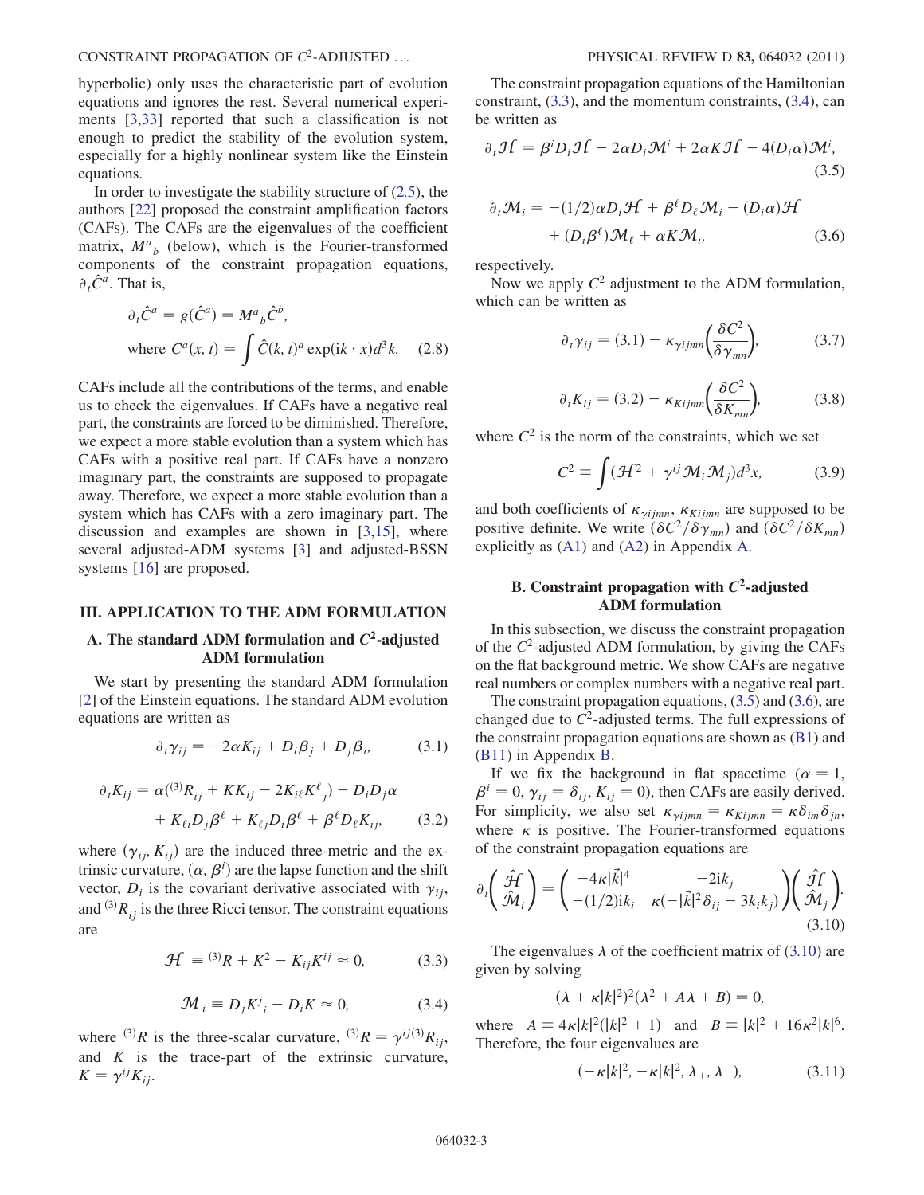hyperbolic) only uses the characteristic part of evolution equations and ignores the rest. Several numerical experiments [3,33] reported that such a classification is not enough to predict the stability of the evolution system, especially for a highly nonlinear system like the Einstein equations.

In order to investigate the stability structure of (2.5), the authors [22] proposed the constraint amplification factors (CAFs). The CAFs are the eigenvalues of the coefficient matrix, $M^a{}_b$ (below), which is the Fourier-transformed components of the constraint propagation equations, $\partial_t \hat{C}^a$. That is,

$$\partial_t \hat{C}^a = g(\hat{C}^a) = M^a{}_b \hat{C}^b,$$
$$\text{where } C^a(x,t) = \int \hat{C}(k,t)^a \exp(ik\cdot x) d^3k. \tag{2.8}$$

CAFs include all the contributions of the terms, and enable us to check the eigenvalues. If CAFs have a negative real part, the constraints are forced to be diminished. Therefore, we expect a more stable evolution than a system which has CAFs with a positive real part. If CAFs have a nonzero imaginary part, the constraints are supposed to propagate away. Therefore, we expect a more stable evolution than a system which has CAFs with a zero imaginary part. The discussion and examples are shown in [3,15], where several adjusted-ADM systems [3] and adjusted-BSSN systems [16] are proposed.

## III. APPLICATION TO THE ADM FORMULATION

### A. The standard ADM formulation and $C^2$-adjusted ADM formulation

We start by presenting the standard ADM formulation [2] of the Einstein equations. The standard ADM evolution equations are written as

$$\partial_t \gamma_{ij} = -2\alpha K_{ij} + D_i\beta_j + D_j\beta_i, \tag{3.1}$$

$$\partial_t K_{ij} = \alpha({}^{(3)}R_{ij} + KK_{ij} - 2K_{i\ell}K^{\ell}{}_j) - D_iD_j\alpha + K_{\ell i}D_j\beta^{\ell} + K_{\ell j}D_i\beta^{\ell} + \beta^{\ell}D_{\ell}K_{ij}, \tag{3.2}$$

where $(\gamma_{ij}, K_{ij})$ are the induced three-metric and the extrinsic curvature, $(\alpha, \beta^i)$ are the lapse function and the shift vector, $D_i$ is the covariant derivative associated with $\gamma_{ij}$, and ${}^{(3)}R_{ij}$ is the three Ricci tensor. The constraint equations are

$$\mathcal{H} \equiv {}^{(3)}R + K^2 - K_{ij}K^{ij} \approx 0, \tag{3.3}$$

$$\mathcal{M}_i \equiv D_jK^j{}_i - D_iK \approx 0, \tag{3.4}$$

where ${}^{(3)}R$ is the three-scalar curvature, ${}^{(3)}R = \gamma^{ij(3)}R_{ij}$, and $K$ is the trace-part of the extrinsic curvature, $K = \gamma^{ij}K_{ij}$.

The constraint propagation equations of the Hamiltonian constraint, (3.3), and the momentum constraints, (3.4), can be written as

$$\partial_t\mathcal{H} = \beta^iD_i\mathcal{H} - 2\alpha D_i\mathcal{M}^i + 2\alpha K\mathcal{H} - 4(D_i\alpha)\mathcal{M}^i, \tag{3.5}$$

$$\partial_t\mathcal{M}_i = -(1/2)\alpha D_i\mathcal{H} + \beta^{\ell}D_{\ell}\mathcal{M}_i - (D_i\alpha)\mathcal{H} + (D_i\beta^{\ell})\mathcal{M}_{\ell} + \alpha K\mathcal{M}_i, \tag{3.6}$$

respectively.

Now we apply $C^2$ adjustment to the ADM formulation, which can be written as

$$\partial_t\gamma_{ij} = (3.1) - \kappa_{\gamma ijmn}\left(\frac{\delta C^2}{\delta\gamma_{mn}}\right), \tag{3.7}$$

$$\partial_t K_{ij} = (3.2) - \kappa_{Kijmn}\left(\frac{\delta C^2}{\delta K_{mn}}\right), \tag{3.8}$$

where $C^2$ is the norm of the constraints, which we set

$$C^2 \equiv \int(\mathcal{H}^2 + \gamma^{ij}\mathcal{M}_i\mathcal{M}_j)d^3x, \tag{3.9}$$

and both coefficients of $\kappa_{\gamma ijmn}$, $\kappa_{Kijmn}$ are supposed to be positive definite. We write $(\delta C^2/\delta\gamma_{mn})$ and $(\delta C^2/\delta K_{mn})$ explicitly as (A1) and (A2) in Appendix A.

### B. Constraint propagation with $C^2$-adjusted ADM formulation

In this subsection, we discuss the constraint propagation of the $C^2$-adjusted ADM formulation, by giving the CAFs on the flat background metric. We show CAFs are negative real numbers or complex numbers with a negative real part.

The constraint propagation equations, (3.5) and (3.6), are changed due to $C^2$-adjusted terms. The full expressions of the constraint propagation equations are shown as (B1) and (B11) in Appendix B.

If we fix the background in flat spacetime ($\alpha = 1$, $\beta^i = 0$, $\gamma_{ij} = \delta_{ij}$, $K_{ij} = 0$), then CAFs are easily derived. For simplicity, we also set $\kappa_{\gamma ijmn} = \kappa_{Kijmn} = \kappa\delta_{im}\delta_{jn}$, where $\kappa$ is positive. The Fourier-transformed equations of the constraint propagation equations are

$$\partial_t\begin{pmatrix}\hat{\mathcal{H}}\\ \hat{\mathcal{M}}_i\end{pmatrix} = \begin{pmatrix}-4\kappa|\vec{k}|^4 & -2ik_j\\ -(1/2)ik_i & \kappa(-|\vec{k}|^2\delta_{ij} - 3k_ik_j)\end{pmatrix}\begin{pmatrix}\hat{\mathcal{H}}\\ \hat{\mathcal{M}}_j\end{pmatrix}. \tag{3.10}$$

The eigenvalues $\lambda$ of the coefficient matrix of (3.10) are given by solving

$$(\lambda + \kappa|k|^2)^2(\lambda^2 + A\lambda + B) = 0,$$

where $A \equiv 4\kappa|k|^2(|k|^2 + 1)$ and $B \equiv |k|^2 + 16\kappa^2|k|^6$. Therefore, the four eigenvalues are

$$(-\kappa|k|^2, -\kappa|k|^2, \lambda_+, \lambda_-), \tag{3.11}$$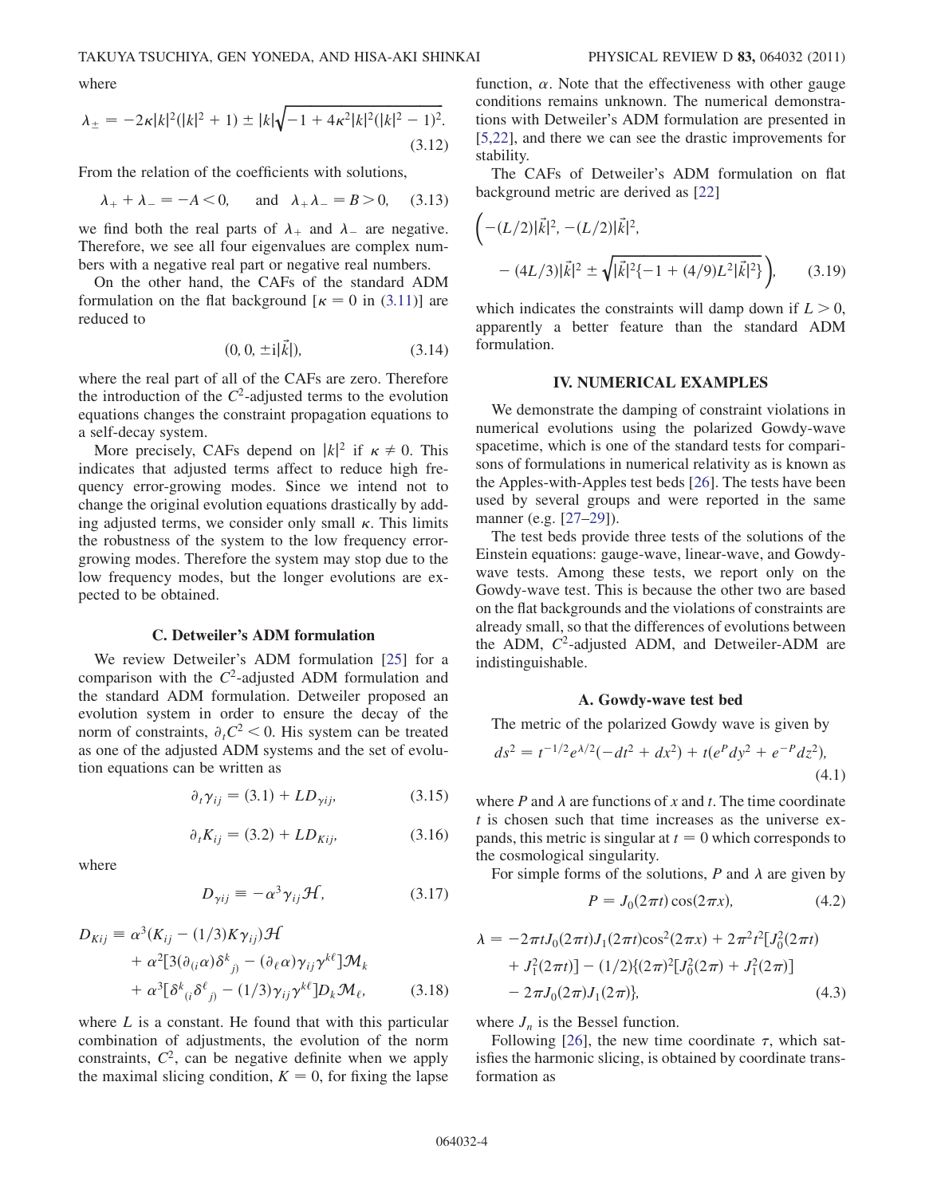where

$$\lambda_{\pm} = -2\kappa|k|^2(|k|^2+1) \pm |k|\sqrt{-1+4\kappa^2|k|^2(|k|^2-1)^2}. \tag{3.12}$$

From the relation of the coefficients with solutions,

$$\lambda_+ + \lambda_- = -A < 0, \quad \text{and} \quad \lambda_+\lambda_- = B > 0, \tag{3.13}$$

we find both the real parts of $\lambda_+$ and $\lambda_-$ are negative. Therefore, we see all four eigenvalues are complex numbers with a negative real part or negative real numbers.

On the other hand, the CAFs of the standard ADM formulation on the flat background [$\kappa = 0$ in (3.11)] are reduced to

$$(0, 0, \pm i|\vec{k}|), \tag{3.14}$$

where the real part of all of the CAFs are zero. Therefore the introduction of the $C^2$-adjusted terms to the evolution equations changes the constraint propagation equations to a self-decay system.

More precisely, CAFs depend on $|k|^2$ if $\kappa \neq 0$. This indicates that adjusted terms affect to reduce high frequency error-growing modes. Since we intend not to change the original evolution equations drastically by adding adjusted terms, we consider only small $\kappa$. This limits the robustness of the system to the low frequency error-growing modes. Therefore the system may stop due to the low frequency modes, but the longer evolutions are expected to be obtained.

### C. Detweiler's ADM formulation

We review Detweiler's ADM formulation [25] for a comparison with the $C^2$-adjusted ADM formulation and the standard ADM formulation. Detweiler proposed an evolution system in order to ensure the decay of the norm of constraints, $\partial_t C^2 < 0$. His system can be treated as one of the adjusted ADM systems and the set of evolution equations can be written as

$$\partial_t \gamma_{ij} = (3.1) + LD_{\gamma ij}, \tag{3.15}$$

$$\partial_t K_{ij} = (3.2) + LD_{Kij}, \tag{3.16}$$

where

$$D_{\gamma ij} \equiv -\alpha^3 \gamma_{ij}\mathcal{H}, \tag{3.17}$$

$$\begin{aligned} D_{Kij} \equiv\ & \alpha^3(K_{ij} - (1/3)K\gamma_{ij})\mathcal{H} \\ & + \alpha^2[3(\partial_{(i}\alpha)\delta^k{}_{j)} - (\partial_\ell\alpha)\gamma_{ij}\gamma^{k\ell}]\mathcal{M}_k \\ & + \alpha^3[\delta^k{}_{(i}\delta^\ell{}_{j)} - (1/3)\gamma_{ij}\gamma^{k\ell}]D_k\mathcal{M}_\ell, \end{aligned} \tag{3.18}$$

where $L$ is a constant. He found that with this particular combination of adjustments, the evolution of the norm constraints, $C^2$, can be negative definite when we apply the maximal slicing condition, $K = 0$, for fixing the lapse function, $\alpha$. Note that the effectiveness with other gauge conditions remains unknown. The numerical demonstrations with Detweiler's ADM formulation are presented in [5,22], and there we can see the drastic improvements for stability.

The CAFs of Detweiler's ADM formulation on flat background metric are derived as [22]

$$\left(-(L/2)|\vec{k}|^2, -(L/2)|\vec{k}|^2, -(4L/3)|\vec{k}|^2 \pm \sqrt{|\vec{k}|^2\{-1+(4/9)L^2|\vec{k}|^2\}}\right), \tag{3.19}$$

which indicates the constraints will damp down if $L > 0$, apparently a better feature than the standard ADM formulation.

## IV. NUMERICAL EXAMPLES

We demonstrate the damping of constraint violations in numerical evolutions using the polarized Gowdy-wave spacetime, which is one of the standard tests for comparisons of formulations in numerical relativity as is known as the Apples-with-Apples test beds [26]. The tests have been used by several groups and were reported in the same manner (e.g. [27–29]).

The test beds provide three tests of the solutions of the Einstein equations: gauge-wave, linear-wave, and Gowdy-wave tests. Among these tests, we report only on the Gowdy-wave test. This is because the other two are based on the flat backgrounds and the violations of constraints are already small, so that the differences of evolutions between the ADM, $C^2$-adjusted ADM, and Detweiler-ADM are indistinguishable.

### A. Gowdy-wave test bed

The metric of the polarized Gowdy wave is given by

$$ds^2 = t^{-1/2}e^{\lambda/2}(-dt^2 + dx^2) + t(e^P dy^2 + e^{-P}dz^2), \tag{4.1}$$

where $P$ and $\lambda$ are functions of $x$ and $t$. The time coordinate $t$ is chosen such that time increases as the universe expands, this metric is singular at $t = 0$ which corresponds to the cosmological singularity.

For simple forms of the solutions, $P$ and $\lambda$ are given by

$$P = J_0(2\pi t)\cos(2\pi x), \tag{4.2}$$

$$\begin{aligned} \lambda =\ & -2\pi t J_0(2\pi t)J_1(2\pi t)\cos^2(2\pi x) + 2\pi^2 t^2[J_0^2(2\pi t) \\ & + J_1^2(2\pi t)] - (1/2)\{(2\pi)^2[J_0^2(2\pi) + J_1^2(2\pi)] \\ & - 2\pi J_0(2\pi)J_1(2\pi)\}, \end{aligned} \tag{4.3}$$

where $J_n$ is the Bessel function.

Following [26], the new time coordinate $\tau$, which satisfies the harmonic slicing, is obtained by coordinate transformation as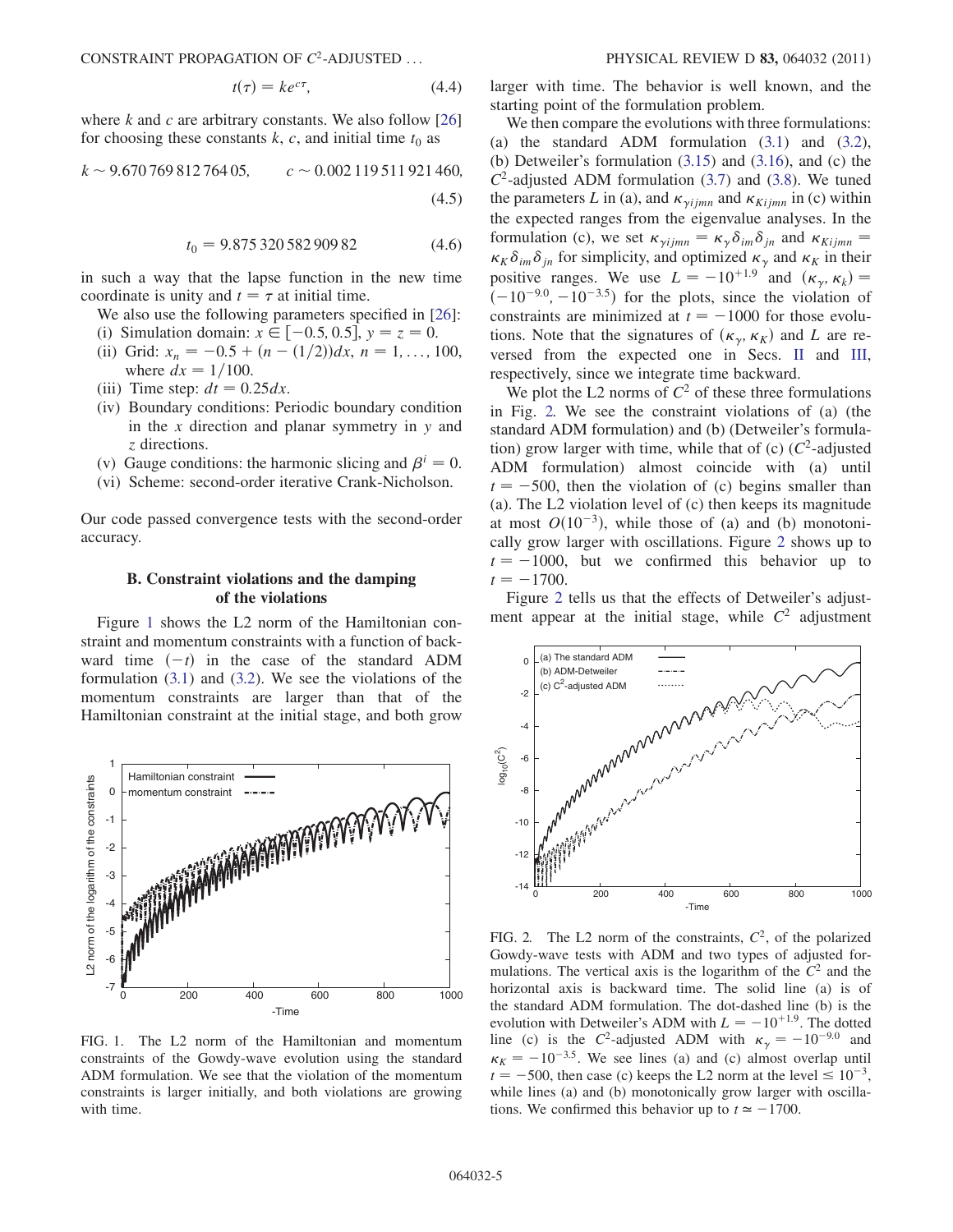$$t(\tau) = k e^{c\tau}, \tag{4.4}$$

where $k$ and $c$ are arbitrary constants. We also follow [26] for choosing these constants $k$, $c$, and initial time $t_0$ as

$$k \sim 9.67076981276405, \qquad c \sim 0.002119511921460, \tag{4.5}$$

$$t_0 = 9.87532058290982 \tag{4.6}$$

in such a way that the lapse function in the new time coordinate is unity and $t = \tau$ at initial time.

We also use the following parameters specified in [26]:

(i) Simulation domain: $x \in [-0.5, 0.5]$, $y = z = 0$.

(ii) Grid: $x_n = -0.5 + (n - (1/2))dx$, $n = 1, \ldots, 100$, where $dx = 1/100$.

(iii) Time step: $dt = 0.25dx$.

(iv) Boundary conditions: Periodic boundary condition in the $x$ direction and planar symmetry in $y$ and $z$ directions.

(v) Gauge conditions: the harmonic slicing and $\beta^i = 0$.

(vi) Scheme: second-order iterative Crank-Nicholson.

Our code passed convergence tests with the second-order accuracy.

### B. Constraint violations and the damping of the violations

Figure 1 shows the L2 norm of the Hamiltonian constraint and momentum constraints with a function of backward time $(-t)$ in the case of the standard ADM formulation (3.1) and (3.2). We see the violations of the momentum constraints are larger than that of the Hamiltonian constraint at the initial stage, and both grow larger with time. The behavior is well known, and the starting point of the formulation problem.

FIG. 1. The L2 norm of the Hamiltonian and momentum constraints of the Gowdy-wave evolution using the standard ADM formulation. We see that the violation of the momentum constraints is larger initially, and both violations are growing with time.

We then compare the evolutions with three formulations: (a) the standard ADM formulation (3.1) and (3.2), (b) Detweiler's formulation (3.15) and (3.16), and (c) the $C^2$-adjusted ADM formulation (3.7) and (3.8). We tuned the parameters $L$ in (a), and $\kappa_{\gamma ijmn}$ and $\kappa_{Kijmn}$ in (c) within the expected ranges from the eigenvalue analyses. In the formulation (c), we set $\kappa_{\gamma ijmn} = \kappa_\gamma \delta_{im}\delta_{jn}$ and $\kappa_{Kijmn} = \kappa_K \delta_{im}\delta_{jn}$ for simplicity, and optimized $\kappa_\gamma$ and $\kappa_K$ in their positive ranges. We use $L = -10^{+1.9}$ and $(\kappa_\gamma, \kappa_k) = (-10^{-9.0}, -10^{-3.5})$ for the plots, since the violation of constraints are minimized at $t = -1000$ for those evolutions. Note that the signatures of $(\kappa_\gamma, \kappa_K)$ and $L$ are reversed from the expected one in Secs. II and III, respectively, since we integrate time backward.

We plot the L2 norms of $C^2$ of these three formulations in Fig. 2. We see the constraint violations of (a) (the standard ADM formulation) and (b) (Detweiler's formulation) grow larger with time, while that of (c) ($C^2$-adjusted ADM formulation) almost coincide with (a) until $t = -500$, then the violation of (c) begins smaller than (a). The L2 violation level of (c) then keeps its magnitude at most $O(10^{-3})$, while those of (a) and (b) monotonically grow larger with oscillations. Figure 2 shows up to $t = -1000$, but we confirmed this behavior up to $t = -1700$.

Figure 2 tells us that the effects of Detweiler's adjustment appear at the initial stage, while $C^2$ adjustment

FIG. 2. The L2 norm of the constraints, $C^2$, of the polarized Gowdy-wave tests with ADM and two types of adjusted formulations. The vertical axis is the logarithm of the $C^2$ and the horizontal axis is backward time. The solid line (a) is of the standard ADM formulation. The dot-dashed line (b) is the evolution with Detweiler's ADM with $L = -10^{+1.9}$. The dotted line (c) is the $C^2$-adjusted ADM with $\kappa_\gamma = -10^{-9.0}$ and $\kappa_K = -10^{-3.5}$. We see lines (a) and (c) almost overlap until $t = -500$, then case (c) keeps the L2 norm at the level $\leq 10^{-3}$, while lines (a) and (b) monotonically grow larger with oscillations. We confirmed this behavior up to $t \simeq -1700$.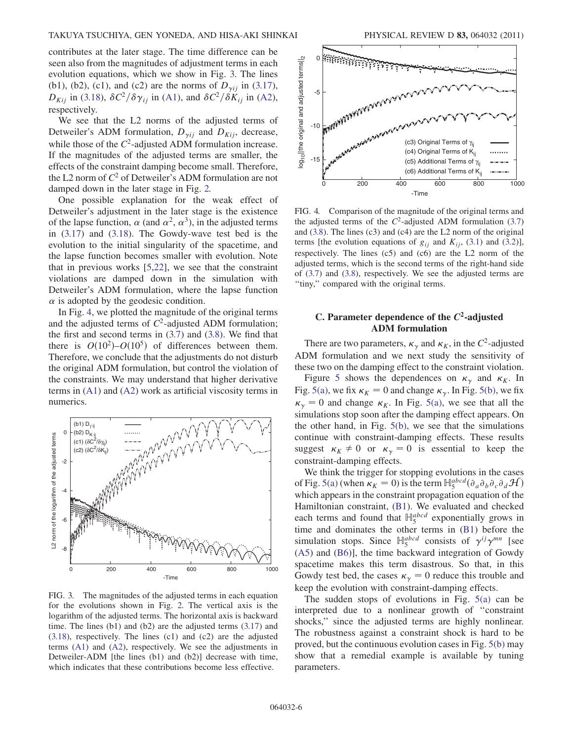contributes at the later stage. The time difference can be seen also from the magnitudes of adjustment terms in each evolution equations, which we show in Fig. 3. The lines (b1), (b2), (c1), and (c2) are the norms of $D_{\gamma ij}$ in (3.17), $D_{Kij}$ in (3.18), $\delta C^2/\delta\gamma_{ij}$ in (A1), and $\delta C^2/\delta K_{ij}$ in (A2), respectively.

We see that the L2 norms of the adjusted terms of Detweiler's ADM formulation, $D_{\gamma ij}$ and $D_{Kij}$, decrease, while those of the $C^2$-adjusted ADM formulation increase. If the magnitudes of the adjusted terms are smaller, the effects of the constraint damping become small. Therefore, the L2 norm of $C^2$ of Detweiler's ADM formulation are not damped down in the later stage in Fig. 2.

One possible explanation for the weak effect of Detweiler's adjustment in the later stage is the existence of the lapse function, $\alpha$ (and $\alpha^2$, $\alpha^3$), in the adjusted terms in (3.17) and (3.18). The Gowdy-wave test bed is the evolution to the initial singularity of the spacetime, and the lapse function becomes smaller with evolution. Note that in previous works [5,22], we see that the constraint violations are damped down in the simulation with Detweiler's ADM formulation, where the lapse function $\alpha$ is adopted by the geodesic condition.

In Fig. 4, we plotted the magnitude of the original terms and the adjusted terms of $C^2$-adjusted ADM formulation; the first and second terms in (3.7) and (3.8). We find that there is $O(10^2)$–$O(10^5)$ of differences between them. Therefore, we conclude that the adjustments do not disturb the original ADM formulation, but control the violation of the constraints. We may understand that higher derivative terms in (A1) and (A2) work as artificial viscosity terms in numerics.

FIG. 3. The magnitudes of the adjusted terms in each equation for the evolutions shown in Fig. 2. The vertical axis is the logarithm of the adjusted terms. The horizontal axis is backward time. The lines (b1) and (b2) are the adjusted terms (3.17) and (3.18), respectively. The lines (c1) and (c2) are the adjusted terms (A1) and (A2), respectively. We see the adjustments in Detweiler-ADM [the lines (b1) and (b2)] decrease with time, which indicates that these contributions become less effective.

FIG. 4. Comparison of the magnitude of the original terms and the adjusted terms of the $C^2$-adjusted ADM formulation (3.7) and (3.8). The lines (c3) and (c4) are the L2 norm of the original terms [the evolution equations of $g_{ij}$ and $K_{ij}$, (3.1) and (3.2)], respectively. The lines (c5) and (c6) are the L2 norm of the adjusted terms, which is the second terms of the right-hand side of (3.7) and (3.8), respectively. We see the adjusted terms are "tiny," compared with the original terms.

### C. Parameter dependence of the $C^2$-adjusted ADM formulation

There are two parameters, $\kappa_\gamma$ and $\kappa_K$, in the $C^2$-adjusted ADM formulation and we next study the sensitivity of these two on the damping effect to the constraint violation.

Figure 5 shows the dependences on $\kappa_\gamma$ and $\kappa_K$. In Fig. 5(a), we fix $\kappa_K = 0$ and change $\kappa_\gamma$. In Fig. 5(b), we fix $\kappa_\gamma = 0$ and change $\kappa_K$. In Fig. 5(a), we see that all the simulations stop soon after the damping effect appears. On the other hand, in Fig. 5(b), we see that the simulations continue with constraint-damping effects. These results suggest $\kappa_K \neq 0$ or $\kappa_\gamma = 0$ is essential to keep the constraint-damping effects.

We think the trigger for stopping evolutions in the cases of Fig. 5(a) (when $\kappa_K = 0$) is the term $\mathbb{H}_5^{abcd}(\partial_a\partial_b\partial_c\partial_d\mathcal{H})$ which appears in the constraint propagation equation of the Hamiltonian constraint, (B1). We evaluated and checked each terms and found that $\mathbb{H}_5^{abcd}$ exponentially grows in time and dominates the other terms in (B1) before the simulation stops. Since $\mathbb{H}_5^{abcd}$ consists of $\gamma^{ij}\gamma^{mn}$ [see (A5) and (B6)], the time backward integration of Gowdy spacetime makes this term disastrous. So that, in this Gowdy test bed, the cases $\kappa_\gamma = 0$ reduce this trouble and keep the evolution with constraint-damping effects.

The sudden stops of evolutions in Fig. 5(a) can be interpreted due to a nonlinear growth of "constraint shocks," since the adjusted terms are highly nonlinear. The robustness against a constraint shock is hard to be proved, but the continuous evolution cases in Fig. 5(b) may show that a remedial example is available by tuning parameters.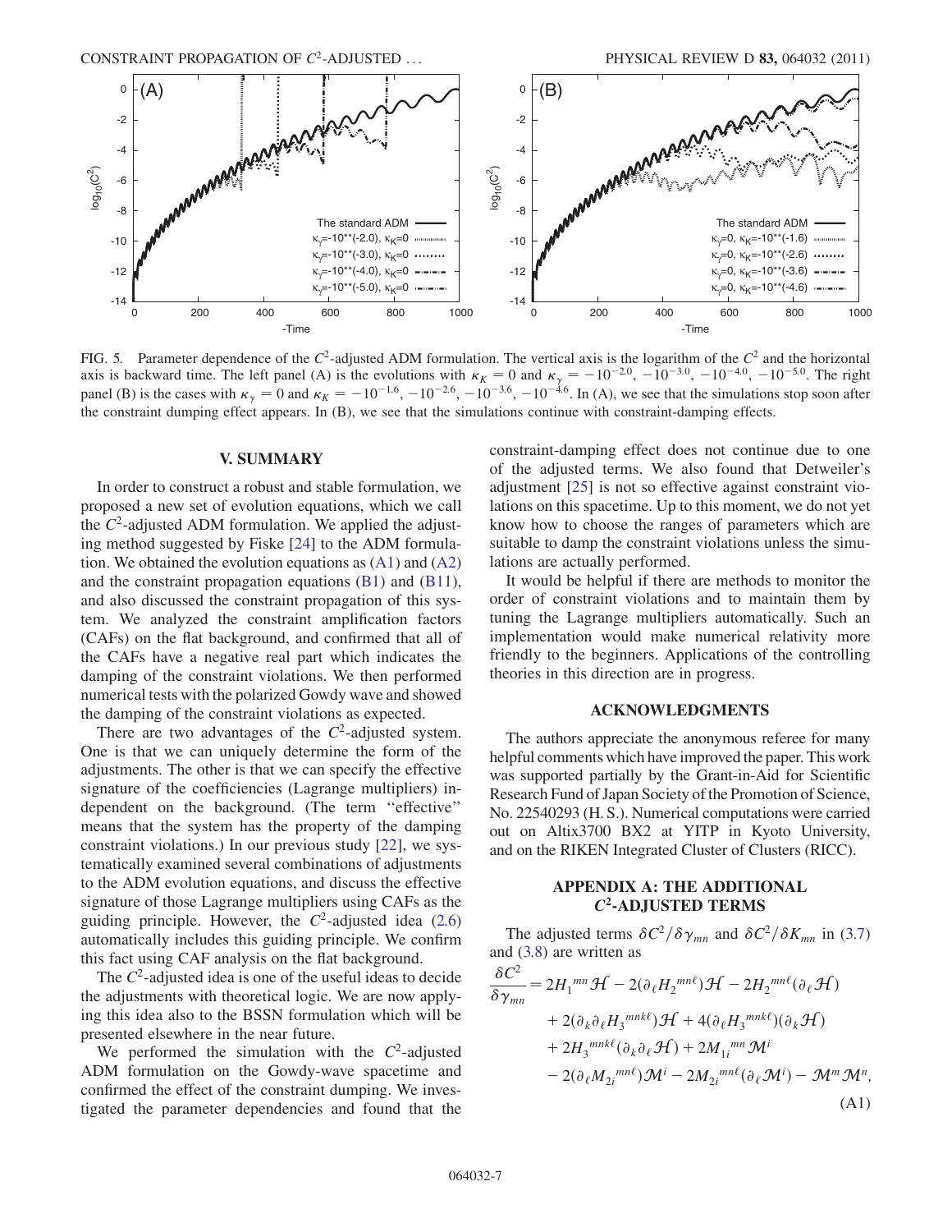FIG. 5. Parameter dependence of the $C^2$-adjusted ADM formulation. The vertical axis is the logarithm of the $C^2$ and the horizontal axis is backward time. The left panel (A) is the evolutions with $\kappa_K = 0$ and $\kappa_\gamma = -10^{-2.0}, -10^{-3.0}, -10^{-4.0}, -10^{-5.0}$. The right panel (B) is the cases with $\kappa_\gamma = 0$ and $\kappa_K = -10^{-1.6}, -10^{-2.6}, -10^{-3.6}, -10^{-4.6}$. In (A), we see that the simulations stop soon after the constraint dumping effect appears. In (B), we see that the simulations continue with constraint-damping effects.

## V. SUMMARY

In order to construct a robust and stable formulation, we proposed a new set of evolution equations, which we call the $C^2$-adjusted ADM formulation. We applied the adjusting method suggested by Fiske [24] to the ADM formulation. We obtained the evolution equations as (A1) and (A2) and the constraint propagation equations (B1) and (B11), and also discussed the constraint propagation of this system. We analyzed the constraint amplification factors (CAFs) on the flat background, and confirmed that all of the CAFs have a negative real part which indicates the damping of the constraint violations. We then performed numerical tests with the polarized Gowdy wave and showed the damping of the constraint violations as expected.

There are two advantages of the $C^2$-adjusted system. One is that we can uniquely determine the form of the adjustments. The other is that we can specify the effective signature of the coefficiencies (Lagrange multipliers) independent on the background. (The term "effective" means that the system has the property of the damping constraint violations.) In our previous study [22], we systematically examined several combinations of adjustments to the ADM evolution equations, and discuss the effective signature of those Lagrange multipliers using CAFs as the guiding principle. However, the $C^2$-adjusted idea (2.6) automatically includes this guiding principle. We confirm this fact using CAF analysis on the flat background.

The $C^2$-adjusted idea is one of the useful ideas to decide the adjustments with theoretical logic. We are now applying this idea also to the BSSN formulation which will be presented elsewhere in the near future.

We performed the simulation with the $C^2$-adjusted ADM formulation on the Gowdy-wave spacetime and confirmed the effect of the constraint dumping. We investigated the parameter dependencies and found that the constraint-damping effect does not continue due to one of the adjusted terms. We also found that Detweiler's adjustment [25] is not so effective against constraint violations on this spacetime. Up to this moment, we do not yet know how to choose the ranges of parameters which are suitable to damp the constraint violations unless the simulations are actually performed.

It would be helpful if there are methods to monitor the order of constraint violations and to maintain them by tuning the Lagrange multipliers automatically. Such an implementation would make numerical relativity more friendly to the beginners. Applications of the controlling theories in this direction are in progress.

## ACKNOWLEDGMENTS

The authors appreciate the anonymous referee for many helpful comments which have improved the paper. This work was supported partially by the Grant-in-Aid for Scientific Research Fund of Japan Society of the Promotion of Science, No. 22540293 (H. S.). Numerical computations were carried out on Altix3700 BX2 at YITP in Kyoto University, and on the RIKEN Integrated Cluster of Clusters (RICC).

## APPENDIX A: THE ADDITIONAL $C^2$-ADJUSTED TERMS

The adjusted terms $\delta C^2/\delta \gamma_{mn}$ and $\delta C^2/\delta K_{mn}$ in (3.7) and (3.8) are written as

$$
\begin{aligned}
\frac{\delta C^2}{\delta \gamma_{mn}} = {}& 2H_1{}^{mn}\mathcal{H} - 2(\partial_\ell H_2{}^{mn\ell})\mathcal{H} - 2H_2{}^{mn\ell}(\partial_\ell \mathcal{H}) \\
& + 2(\partial_k \partial_\ell H_3{}^{mnk\ell})\mathcal{H} + 4(\partial_\ell H_3{}^{mnk\ell})(\partial_k \mathcal{H}) \\
& + 2H_3{}^{mnk\ell}(\partial_k \partial_\ell \mathcal{H}) + 2M_{1i}{}^{mn}\mathcal{M}^i \\
& - 2(\partial_\ell M_{2i}{}^{mn\ell})\mathcal{M}^i - 2M_{2i}{}^{mn\ell}(\partial_\ell \mathcal{M}^i) - \mathcal{M}^m\mathcal{M}^n,
\end{aligned}
\tag{A1}
$$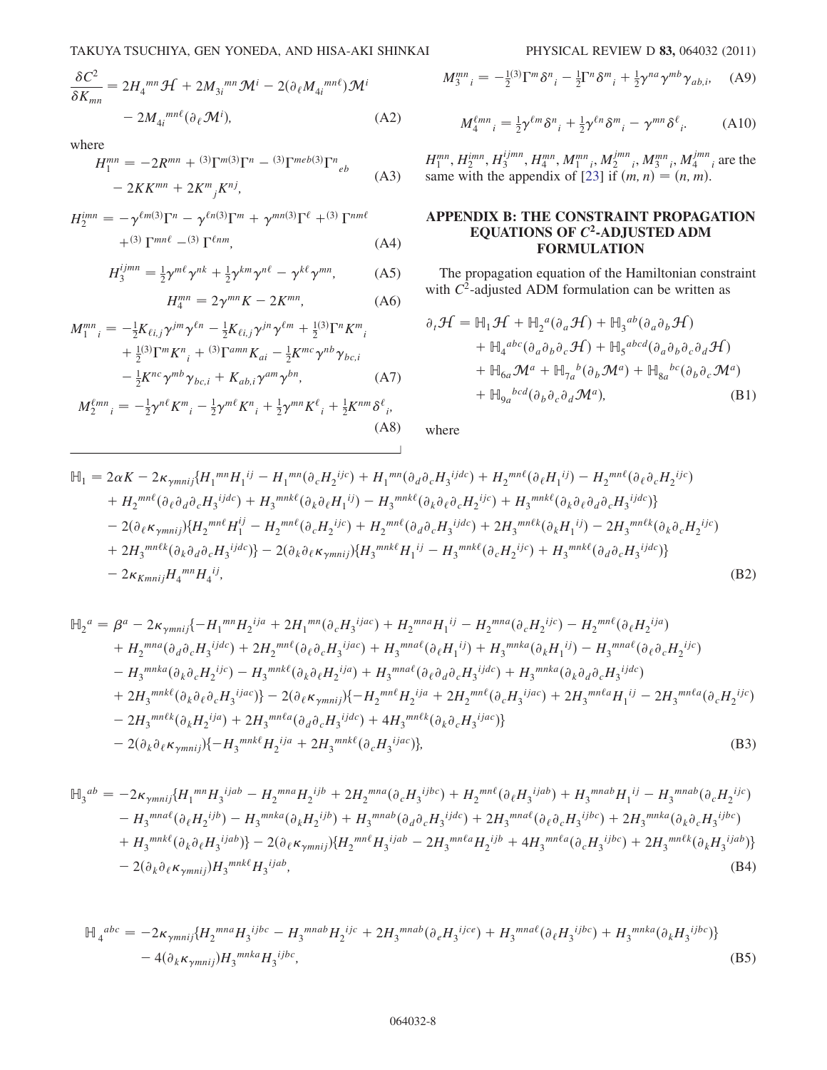$$
\frac{\delta C^2}{\delta K_{mn}} = 2H_4{}^{mn}\mathcal{H} + 2M_{3i}{}^{mn}\mathcal{M}^i - 2(\partial_\ell M_{4i}{}^{mn\ell})\mathcal{M}^i - 2M_{4i}{}^{mn\ell}(\partial_\ell \mathcal{M}^i), \tag{A2}
$$

where

$$
H_1^{mn} = -2R^{mn} + {}^{(3)}\Gamma^{m(3)}\Gamma^n - {}^{(3)}\Gamma^{meb(3)}\Gamma^n{}_{eb} - 2KK^{mn} + 2K^m{}_j K^{nj}, \tag{A3}
$$

$$
H_2^{\ell mn} = -\gamma^{\ell m(3)}\Gamma^n - \gamma^{\ell n(3)}\Gamma^m + \gamma^{mn(3)}\Gamma^\ell + {}^{(3)}\Gamma^{nm\ell} + {}^{(3)}\Gamma^{mn\ell} - {}^{(3)}\Gamma^{\ell nm}, \tag{A4}
$$

$$
H_3^{ijmn} = \tfrac{1}{2}\gamma^{m\ell}\gamma^{nk} + \tfrac{1}{2}\gamma^{km}\gamma^{n\ell} - \gamma^{k\ell}\gamma^{mn}, \tag{A5}
$$

$$
H_4^{mn} = 2\gamma^{mn}K - 2K^{mn}, \tag{A6}
$$

$$
M_1^{mn}{}_i = -\tfrac{1}{2}K_{\ell i,j}\gamma^{jm}\gamma^{\ell n} - \tfrac{1}{2}K_{\ell i,j}\gamma^{jn}\gamma^{\ell m} + \tfrac{1}{2}{}^{(3)}\Gamma^n K^m{}_i + \tfrac{1}{2}{}^{(3)}\Gamma^m K^n{}_i + {}^{(3)}\Gamma^{amn}K_{ai} - \tfrac{1}{2}K^{mc}\gamma^{nb}\gamma_{bc,i} - \tfrac{1}{2}K^{nc}\gamma^{mb}\gamma_{bc,i} + K_{ab,i}\gamma^{am}\gamma^{bn}, \tag{A7}
$$

$$
M_2^{\ell mn}{}_i = -\tfrac{1}{2}\gamma^{n\ell}K^m{}_i - \tfrac{1}{2}\gamma^{m\ell}K^n{}_i + \tfrac{1}{2}\gamma^{mn}K^\ell{}_i + \tfrac{1}{2}K^{nm}\delta^\ell{}_i, \tag{A8}
$$

$$
M_3^{mn}{}_i = -\tfrac{1}{2}{}^{(3)}\Gamma^m\delta^n{}_i - \tfrac{1}{2}\Gamma^n\delta^m{}_i + \tfrac{1}{2}\gamma^{na}\gamma^{mb}\gamma_{ab,i}, \tag{A9}
$$

$$
M_4^{\ell mn}{}_i = \tfrac{1}{2}\gamma^{\ell m}\delta^n{}_i + \tfrac{1}{2}\gamma^{\ell n}\delta^m{}_i - \gamma^{mn}\delta^\ell{}_i. \tag{A10}
$$

$H_1^{mn}, H_2^{imn}, H_3^{ijmn}, H_4^{mn}, M_1^{mn}{}_i, M_2^{jmn}{}_i, M_3^{mn}{}_i, M_4^{jmn}{}_i$ are the same with the appendix of [23] if $(m, n) = (n, m)$.

## APPENDIX B: THE CONSTRAINT PROPAGATION EQUATIONS OF $C^2$-ADJUSTED ADM FORMULATION

The propagation equation of the Hamiltonian constraint with $C^2$-adjusted ADM formulation can be written as

$$
\partial_t\mathcal{H} = \mathbb{H}_1\mathcal{H} + \mathbb{H}_2{}^a(\partial_a\mathcal{H}) + \mathbb{H}_3{}^{ab}(\partial_a\partial_b\mathcal{H}) + \mathbb{H}_4{}^{abc}(\partial_a\partial_b\partial_c\mathcal{H}) + \mathbb{H}_5{}^{abcd}(\partial_a\partial_b\partial_c\partial_d\mathcal{H}) + \mathbb{H}_{6a}\mathcal{M}^a + \mathbb{H}_{7a}{}^b(\partial_b\mathcal{M}^a) + \mathbb{H}_{8a}{}^{bc}(\partial_b\partial_c\mathcal{M}^a) + \mathbb{H}_{9a}{}^{bcd}(\partial_b\partial_c\partial_d\mathcal{M}^a), \tag{B1}
$$

where

$$
\begin{aligned}
\mathbb{H}_1 = {}& 2\alpha K - 2\kappa_{\gamma mnij}\{H_1{}^{mn}H_1{}^{ij} - H_1{}^{mn}(\partial_c H_2{}^{ijc}) + H_1{}^{mn}(\partial_d\partial_c H_3{}^{ijdc}) + H_2{}^{mn\ell}(\partial_\ell H_1{}^{ij}) - H_2{}^{mn\ell}(\partial_\ell\partial_c H_2{}^{ijc}) \\
& + H_2{}^{mn\ell}(\partial_\ell\partial_d\partial_c H_3{}^{ijdc}) + H_3{}^{mnk\ell}(\partial_k\partial_\ell H_1{}^{ij}) - H_3{}^{mnk\ell}(\partial_k\partial_\ell\partial_c H_2{}^{ijc}) + H_3{}^{mnk\ell}(\partial_k\partial_\ell\partial_d\partial_c H_3{}^{ijdc})\} \\
& - 2(\partial_\ell\kappa_{\gamma mnij})\{H_2{}^{mn\ell}H_1^{ij} - H_2{}^{mn\ell}(\partial_c H_2{}^{ijc}) + H_2{}^{mn\ell}(\partial_d\partial_c H_3{}^{ijdc}) + 2H_3{}^{mn\ell k}(\partial_k H_1{}^{ij}) - 2H_3{}^{mn\ell k}(\partial_k\partial_c H_2{}^{ijc}) \\
& + 2H_3{}^{mn\ell k}(\partial_k\partial_d\partial_c H_3{}^{ijdc})\} - 2(\partial_k\partial_\ell\kappa_{\gamma mnij})\{H_3{}^{mnk\ell}H_1{}^{ij} - H_3{}^{mnk\ell}(\partial_c H_2{}^{ijc}) + H_3{}^{mnk\ell}(\partial_d\partial_c H_3{}^{ijdc})\} \\
& - 2\kappa_{Kmnij}H_4{}^{mn}H_4{}^{ij},
\end{aligned} \tag{B2}
$$

$$
\begin{aligned}
\mathbb{H}_2{}^a = {}& \beta^a - 2\kappa_{\gamma mnij}\{-H_1{}^{mn}H_2{}^{ija} + 2H_1{}^{mn}(\partial_c H_3{}^{ijac}) + H_2{}^{mna}H_1{}^{ij} - H_2{}^{mna}(\partial_c H_2{}^{ijc}) - H_2{}^{mn\ell}(\partial_\ell H_2{}^{ija}) \\
& + H_2{}^{mna}(\partial_d\partial_c H_3{}^{ijdc}) + 2H_2{}^{mn\ell}(\partial_\ell\partial_c H_3{}^{ijac}) + H_3{}^{mna\ell}(\partial_\ell H_1{}^{ij}) + H_3{}^{mnka}(\partial_k H_1{}^{ij}) - H_3{}^{mna\ell}(\partial_\ell\partial_c H_2{}^{ijc}) \\
& - H_3{}^{mnka}(\partial_k\partial_c H_2{}^{ijc}) - H_3{}^{mnk\ell}(\partial_k\partial_\ell H_2{}^{ija}) + H_3{}^{mna\ell}(\partial_\ell\partial_d\partial_c H_3{}^{ijdc}) + H_3{}^{mnka}(\partial_k\partial_d\partial_c H_3{}^{ijdc}) \\
& + 2H_3{}^{mnk\ell}(\partial_k\partial_\ell\partial_c H_3{}^{ijac})\} - 2(\partial_\ell\kappa_{\gamma mnij})\{-H_2{}^{mn\ell}H_2{}^{ija} + 2H_2{}^{mn\ell}(\partial_c H_3{}^{ijac}) + 2H_3{}^{mn\ell a}H_1{}^{ij} - 2H_3{}^{mn\ell a}(\partial_c H_2{}^{ijc}) \\
& - 2H_3{}^{mn\ell k}(\partial_k H_2{}^{ija}) + 2H_3{}^{mn\ell a}(\partial_d\partial_c H_3{}^{ijdc}) + 4H_3{}^{mn\ell k}(\partial_k\partial_c H_3{}^{ijac})\} \\
& - 2(\partial_k\partial_\ell\kappa_{\gamma mnij})\{-H_3{}^{mnk\ell}H_2{}^{ija} + 2H_3{}^{mnk\ell}(\partial_c H_3{}^{ijac})\},
\end{aligned} \tag{B3}
$$

$$
\begin{aligned}
\mathbb{H}_3{}^{ab} = {}& -2\kappa_{\gamma mnij}\{H_1{}^{mn}H_3{}^{ijab} - H_2{}^{mna}H_2{}^{ijb} + 2H_2{}^{mna}(\partial_c H_3{}^{ijbc}) + H_2{}^{mn\ell}(\partial_\ell H_3{}^{ijab}) + H_3{}^{mnab}H_1{}^{ij} - H_3{}^{mnab}(\partial_c H_2{}^{ijc}) \\
& - H_3{}^{mna\ell}(\partial_\ell H_2{}^{ijb}) - H_3{}^{mnka}(\partial_k H_2{}^{ijb}) + H_3{}^{mnab}(\partial_d\partial_c H_3{}^{ijdc}) + 2H_3{}^{mna\ell}(\partial_\ell\partial_c H_3{}^{ijbc}) + 2H_3{}^{mnka}(\partial_k\partial_c H_3{}^{ijbc}) \\
& + H_3{}^{mnk\ell}(\partial_k\partial_\ell H_3{}^{ijab})\} - 2(\partial_\ell\kappa_{\gamma mnij})\{H_2{}^{mn\ell}H_3{}^{ijab} - 2H_3{}^{mn\ell a}H_2{}^{ijb} + 4H_3{}^{mn\ell a}(\partial_c H_3{}^{ijbc}) + 2H_3{}^{mn\ell k}(\partial_k H_3{}^{ijab})\} \\
& - 2(\partial_k\partial_\ell\kappa_{\gamma mnij})H_3{}^{mnk\ell}H_3{}^{ijab},
\end{aligned} \tag{B4}
$$

$$
\begin{aligned}
\mathbb{H}_4{}^{abc} = {}& -2\kappa_{\gamma mnij}\{H_2{}^{mna}H_3{}^{ijbc} - H_3{}^{mnab}H_2{}^{ijc} + 2H_3{}^{mnab}(\partial_e H_3{}^{ijce}) + H_3{}^{mna\ell}(\partial_\ell H_3{}^{ijbc}) + H_3{}^{mnka}(\partial_k H_3{}^{ijbc})\} \\
& - 4(\partial_k\kappa_{\gamma mnij})H_3{}^{mnka}H_3{}^{ijbc},
\end{aligned} \tag{B5}
$$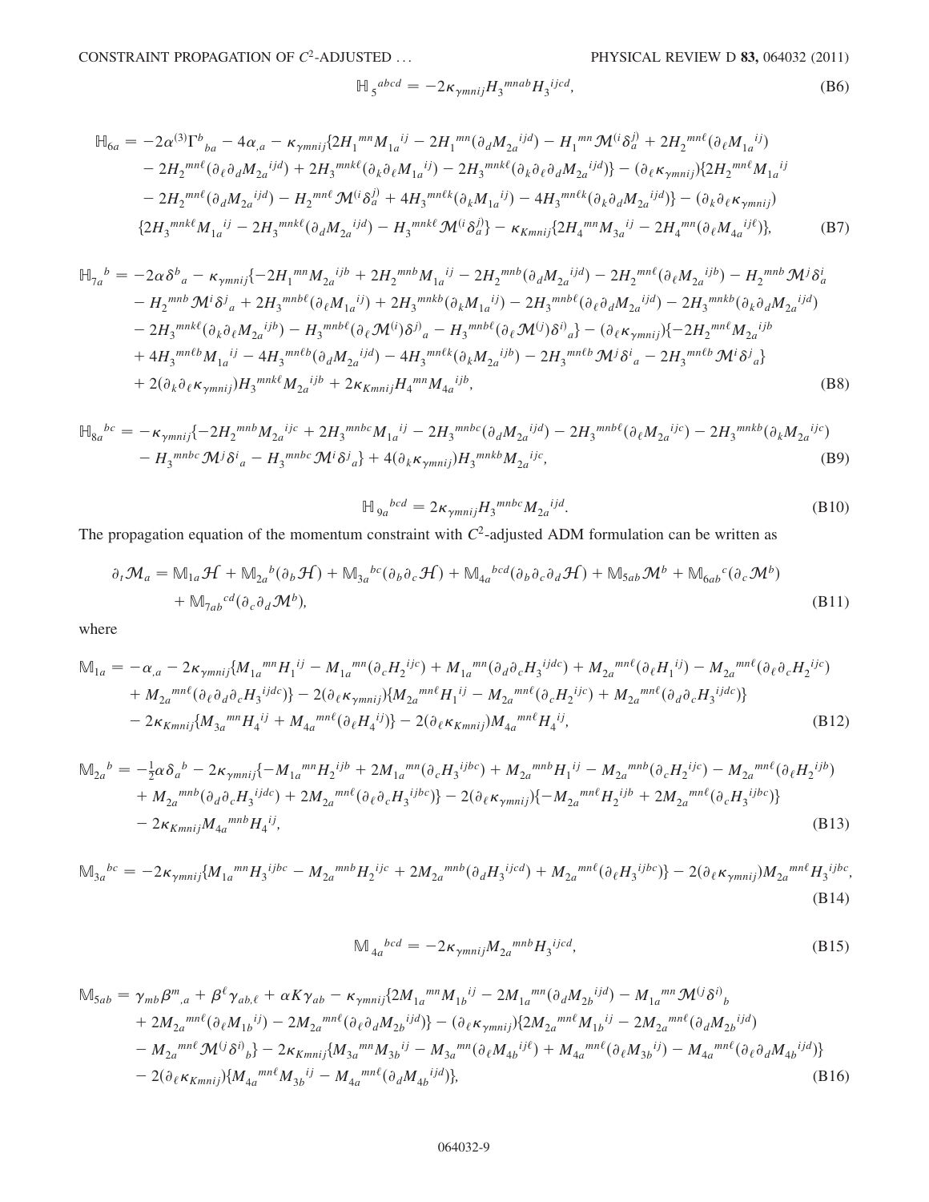$$\mathbb{H}_5{}^{abcd} = -2\kappa_{\gamma mnij} H_3{}^{mnab} H_3{}^{ijcd}, \tag{B6}$$

$$\begin{aligned}
\mathbb{H}_{6a} = {} & -2\alpha^{(3)}\Gamma^b{}_{ba} - 4\alpha_{,a} - \kappa_{\gamma mnij}\{2H_1{}^{mn} M_{1a}{}^{ij} - 2H_1{}^{mn}(\partial_d M_{2a}{}^{ijd}) - H_1{}^{mn}\mathcal{M}^{(i}\delta_a^{j)} + 2H_2{}^{mn\ell}(\partial_\ell M_{1a}{}^{ij}) \\
& - 2H_2{}^{mn\ell}(\partial_\ell\partial_d M_{2a}{}^{ijd}) + 2H_3{}^{mnk\ell}(\partial_k\partial_\ell M_{1a}{}^{ij}) - 2H_3{}^{mnk\ell}(\partial_k\partial_\ell\partial_d M_{2a}{}^{ijd})\} - (\partial_\ell\kappa_{\gamma mnij})\{2H_2{}^{mn\ell} M_{1a}{}^{ij} \\
& - 2H_2{}^{mn\ell}(\partial_d M_{2a}{}^{ijd}) - H_2{}^{mn\ell}\mathcal{M}^{(i}\delta_a^{j)} + 4H_3{}^{mn\ell k}(\partial_k M_{1a}{}^{ij}) - 4H_3{}^{mn\ell k}(\partial_k\partial_d M_{2a}{}^{ijd})\} - (\partial_k\partial_\ell\kappa_{\gamma mnij}) \\
& \{2H_3{}^{mnk\ell} M_{1a}{}^{ij} - 2H_3{}^{mnk\ell}(\partial_d M_{2a}{}^{ijd}) - H_3{}^{mnk\ell}\mathcal{M}^{(i}\delta_a^{j)}\} - \kappa_{Kmnij}\{2H_4{}^{mn} M_{3a}{}^{ij} - 2H_4{}^{mn}(\partial_\ell M_{4a}{}^{ij\ell})\},
\end{aligned} \tag{B7}$$

$$\begin{aligned}
\mathbb{H}_{7a}{}^b = {} & -2\alpha\delta^b{}_a - \kappa_{\gamma mnij}\{-2H_1{}^{mn} M_{2a}{}^{ijb} + 2H_2{}^{mnb} M_{1a}{}^{ij} - 2H_2{}^{mnb}(\partial_d M_{2a}{}^{ijd}) - 2H_2{}^{mn\ell}(\partial_\ell M_{2a}{}^{ijb}) - H_2{}^{mnb}\mathcal{M}^j\delta_a^i \\
& - H_2{}^{mnb}\mathcal{M}^i\delta^j{}_a + 2H_3{}^{mnb\ell}(\partial_\ell M_{1a}{}^{ij}) + 2H_3{}^{mnkb}(\partial_k M_{1a}{}^{ij}) - 2H_3{}^{mnb\ell}(\partial_\ell\partial_d M_{2a}{}^{ijd}) - 2H_3{}^{mnkb}(\partial_k\partial_d M_{2a}{}^{ijd}) \\
& - 2H_3{}^{mnk\ell}(\partial_k\partial_\ell M_{2a}{}^{ijb}) - H_3{}^{mnb\ell}(\partial_\ell\mathcal{M}^{(i})\delta^{j)}{}_a - H_3{}^{mnb\ell}(\partial_\ell\mathcal{M}^{(j})\delta^{i)}{}_a\} - (\partial_\ell\kappa_{\gamma mnij})\{-2H_2{}^{mn\ell} M_{2a}{}^{ijb} \\
& + 4H_3{}^{mn\ell b} M_{1a}{}^{ij} - 4H_3{}^{mn\ell b}(\partial_d M_{2a}{}^{ijd}) - 4H_3{}^{mn\ell k}(\partial_k M_{2a}{}^{ijb}) - 2H_3{}^{mn\ell b}\mathcal{M}^j\delta^i{}_a - 2H_3{}^{mn\ell b}\mathcal{M}^i\delta^j{}_a\} \\
& + 2(\partial_k\partial_\ell\kappa_{\gamma mnij})H_3{}^{mnk\ell} M_{2a}{}^{ijb} + 2\kappa_{Kmnij} H_4{}^{mn} M_{4a}{}^{ijb},
\end{aligned} \tag{B8}$$

$$\begin{aligned}
\mathbb{H}_{8a}{}^{bc} = {} & -\kappa_{\gamma mnij}\{-2H_2{}^{mnb} M_{2a}{}^{ijc} + 2H_3{}^{mnbc} M_{1a}{}^{ij} - 2H_3{}^{mnbc}(\partial_d M_{2a}{}^{ijd}) - 2H_3{}^{mnb\ell}(\partial_\ell M_{2a}{}^{ijc}) - 2H_3{}^{mnkb}(\partial_k M_{2a}{}^{ijc}) \\
& - H_3{}^{mnbc}\mathcal{M}^j\delta^i{}_a - H_3{}^{mnbc}\mathcal{M}^i\delta^j{}_a\} + 4(\partial_k\kappa_{\gamma mnij})H_3{}^{mnkb} M_{2a}{}^{ijc},
\end{aligned} \tag{B9}$$

$$\mathbb{H}_{9a}{}^{bcd} = 2\kappa_{\gamma mnij} H_3{}^{mnbc} M_{2a}{}^{ijd}. \tag{B10}$$

The propagation equation of the momentum constraint with $C^2$-adjusted ADM formulation can be written as

$$\begin{aligned}
\partial_t\mathcal{M}_a = {} & \mathbb{M}_{1a}\mathcal{H} + \mathbb{M}_{2a}{}^b(\partial_b\mathcal{H}) + \mathbb{M}_{3a}{}^{bc}(\partial_b\partial_c\mathcal{H}) + \mathbb{M}_{4a}{}^{bcd}(\partial_b\partial_c\partial_d\mathcal{H}) + \mathbb{M}_{5ab}\mathcal{M}^b + \mathbb{M}_{6ab}{}^c(\partial_c\mathcal{M}^b) \\
& + \mathbb{M}_{7ab}{}^{cd}(\partial_c\partial_d\mathcal{M}^b),
\end{aligned} \tag{B11}$$

where

$$\begin{aligned}
\mathbb{M}_{1a} = {} & -\alpha_{,a} - 2\kappa_{\gamma mnij}\{M_{1a}{}^{mn} H_1{}^{ij} - M_{1a}{}^{mn}(\partial_c H_2{}^{ijc}) + M_{1a}{}^{mn}(\partial_d\partial_c H_3{}^{ijdc}) + M_{2a}{}^{mn\ell}(\partial_\ell H_1{}^{ij}) - M_{2a}{}^{mn\ell}(\partial_\ell\partial_c H_2{}^{ijc}) \\
& + M_{2a}{}^{mn\ell}(\partial_\ell\partial_d\partial_c H_3{}^{ijdc})\} - 2(\partial_\ell\kappa_{\gamma mnij})\{M_{2a}{}^{mn\ell} H_1{}^{ij} - M_{2a}{}^{mn\ell}(\partial_c H_2{}^{ijc}) + M_{2a}{}^{mn\ell}(\partial_d\partial_c H_3{}^{ijdc})\} \\
& - 2\kappa_{Kmnij}\{M_{3a}{}^{mn} H_4{}^{ij} + M_{4a}{}^{mn\ell}(\partial_\ell H_4{}^{ij})\} - 2(\partial_\ell\kappa_{Kmnij})M_{4a}{}^{mn\ell} H_4{}^{ij},
\end{aligned} \tag{B12}$$

$$\begin{aligned}
\mathbb{M}_{2a}{}^b = {} & -\tfrac{1}{2}\alpha\delta_a{}^b - 2\kappa_{\gamma mnij}\{-M_{1a}{}^{mn} H_2{}^{ijb} + 2M_{1a}{}^{mn}(\partial_c H_3{}^{ijbc}) + M_{2a}{}^{mnb} H_1{}^{ij} - M_{2a}{}^{mnb}(\partial_c H_2{}^{ijc}) - M_{2a}{}^{mn\ell}(\partial_\ell H_2{}^{ijb}) \\
& + M_{2a}{}^{mnb}(\partial_d\partial_c H_3{}^{ijdc}) + 2M_{2a}{}^{mn\ell}(\partial_\ell\partial_c H_3{}^{ijbc})\} - 2(\partial_\ell\kappa_{\gamma mnij})\{-M_{2a}{}^{mn\ell} H_2{}^{ijb} + 2M_{2a}{}^{mn\ell}(\partial_c H_3{}^{ijbc})\} \\
& - 2\kappa_{Kmnij} M_{4a}{}^{mnb} H_4{}^{ij},
\end{aligned} \tag{B13}$$

$$\mathbb{M}_{3a}{}^{bc} = -2\kappa_{\gamma mnij}\{M_{1a}{}^{mn} H_3{}^{ijbc} - M_{2a}{}^{mnb} H_2{}^{ijc} + 2M_{2a}{}^{mnb}(\partial_d H_3{}^{ijcd}) + M_{2a}{}^{mn\ell}(\partial_\ell H_3{}^{ijbc})\} - 2(\partial_\ell\kappa_{\gamma mnij})M_{2a}{}^{mn\ell} H_3{}^{ijbc}, \tag{B14}$$

$$\mathbb{M}_{4a}{}^{bcd} = -2\kappa_{\gamma mnij} M_{2a}{}^{mnb} H_3{}^{ijcd}, \tag{B15}$$

$$\begin{aligned}
\mathbb{M}_{5ab} = {} & \gamma_{mb}\beta^m{}_{,a} + \beta^\ell\gamma_{ab,\ell} + \alpha K\gamma_{ab} - \kappa_{\gamma mnij}\{2M_{1a}{}^{mn} M_{1b}{}^{ij} - 2M_{1a}{}^{mn}(\partial_d M_{2b}{}^{ijd}) - M_{1a}{}^{mn}\mathcal{M}^{(j}\delta^{i)}{}_b \\
& + 2M_{2a}{}^{mn\ell}(\partial_\ell M_{1b}{}^{ij}) - 2M_{2a}{}^{mn\ell}(\partial_\ell\partial_d M_{2b}{}^{ijd})\} - (\partial_\ell\kappa_{\gamma mnij})\{2M_{2a}{}^{mn\ell} M_{1b}{}^{ij} - 2M_{2a}{}^{mn\ell}(\partial_d M_{2b}{}^{ijd}) \\
& - M_{2a}{}^{mn\ell}\mathcal{M}^{(j}\delta^{i)}{}_b\} - 2\kappa_{Kmnij}\{M_{3a}{}^{mn} M_{3b}{}^{ij} - M_{3a}{}^{mn}(\partial_\ell M_{4b}{}^{ij\ell}) + M_{4a}{}^{mn\ell}(\partial_\ell M_{3b}{}^{ij}) - M_{4a}{}^{mn\ell}(\partial_\ell\partial_d M_{4b}{}^{ijd})\} \\
& - 2(\partial_\ell\kappa_{Kmnij})\{M_{4a}{}^{mn\ell} M_{3b}{}^{ij} - M_{4a}{}^{mn\ell}(\partial_d M_{4b}{}^{ijd})\},
\end{aligned} \tag{B16}$$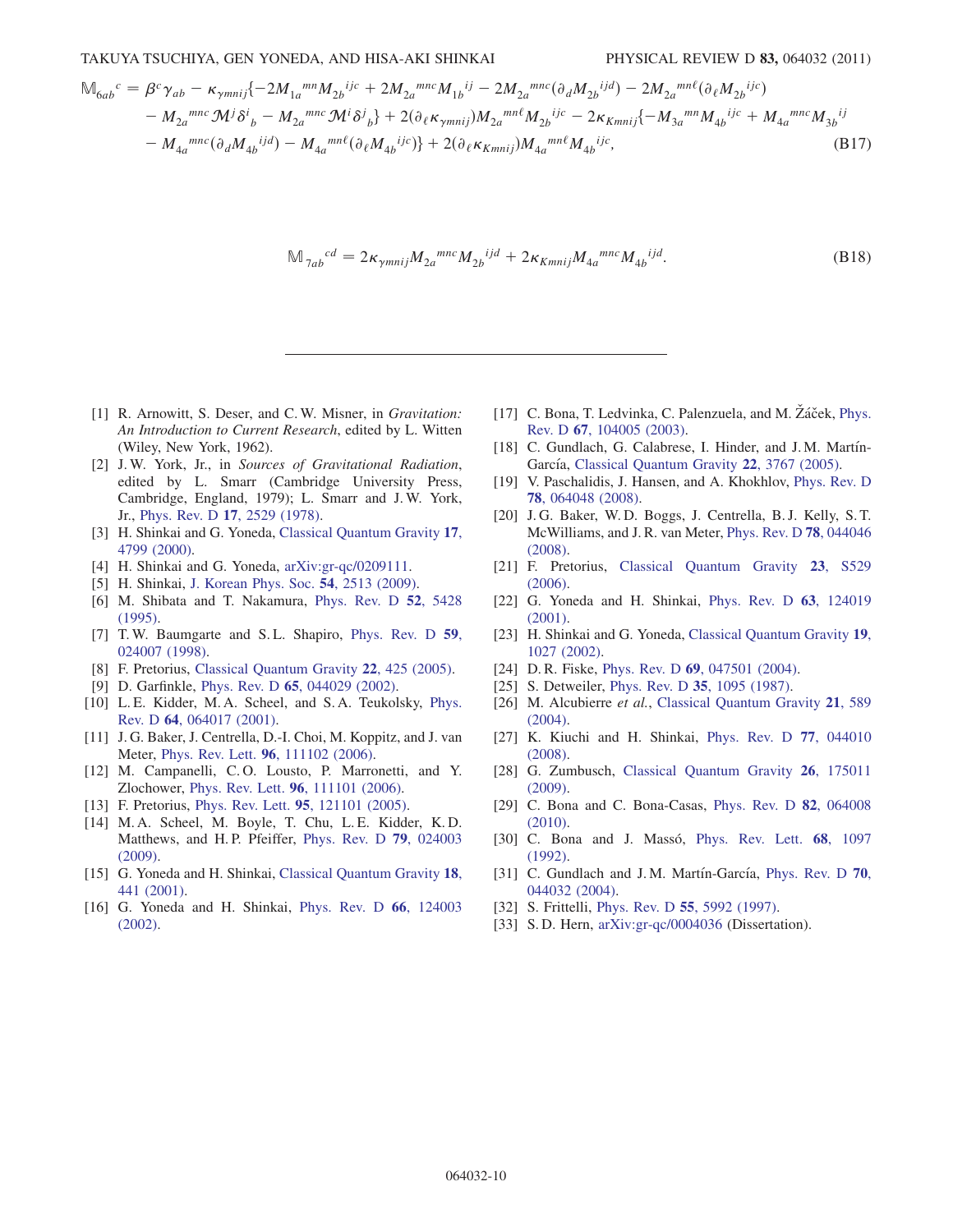$$
\begin{aligned}
\mathbb{M}_{6ab}{}^{c} = {} & \beta^c \gamma_{ab} - \kappa_{\gamma mnij}\{-2M_{1a}{}^{mn}M_{2b}{}^{ijc} + 2M_{2a}{}^{mnc}M_{1b}{}^{ij} - 2M_{2a}{}^{mnc}(\partial_d M_{2b}{}^{ijd}) - 2M_{2a}{}^{mn\ell}(\partial_\ell M_{2b}{}^{ijc}) \\
& - M_{2a}{}^{mnc}\mathcal{M}^j \delta^i{}_b - M_{2a}{}^{mnc}\mathcal{M}^i \delta^j{}_b\} + 2(\partial_\ell \kappa_{\gamma mnij})M_{2a}{}^{mn\ell}M_{2b}{}^{ijc} - 2\kappa_{Kmnij}\{-M_{3a}{}^{mn}M_{4b}{}^{ijc} + M_{4a}{}^{mnc}M_{3b}{}^{ij} \\
& - M_{4a}{}^{mnc}(\partial_d M_{4b}{}^{ijd}) - M_{4a}{}^{mn\ell}(\partial_\ell M_{4b}{}^{ijc})\} + 2(\partial_\ell \kappa_{Kmnij})M_{4a}{}^{mn\ell}M_{4b}{}^{ijc},
\end{aligned}
\tag{B17}
$$

$$
\mathbb{M}_{7ab}{}^{cd} = 2\kappa_{\gamma mnij}M_{2a}{}^{mnc}M_{2b}{}^{ijd} + 2\kappa_{Kmnij}M_{4a}{}^{mnc}M_{4b}{}^{ijd}. \tag{B18}
$$

---

[1] R. Arnowitt, S. Deser, and C. W. Misner, in *Gravitation: An Introduction to Current Research*, edited by L. Witten (Wiley, New York, 1962).

[2] J. W. York, Jr., in *Sources of Gravitational Radiation*, edited by L. Smarr (Cambridge University Press, Cambridge, England, 1979); L. Smarr and J. W. York, Jr., Phys. Rev. D **17**, 2529 (1978).

[3] H. Shinkai and G. Yoneda, Classical Quantum Gravity **17**, 4799 (2000).

[4] H. Shinkai and G. Yoneda, arXiv:gr-qc/0209111.

[5] H. Shinkai, J. Korean Phys. Soc. **54**, 2513 (2009).

[6] M. Shibata and T. Nakamura, Phys. Rev. D **52**, 5428 (1995).

[7] T. W. Baumgarte and S. L. Shapiro, Phys. Rev. D **59**, 024007 (1998).

[8] F. Pretorius, Classical Quantum Gravity **22**, 425 (2005).

[9] D. Garfinkle, Phys. Rev. D **65**, 044029 (2002).

[10] L. E. Kidder, M. A. Scheel, and S. A. Teukolsky, Phys. Rev. D **64**, 064017 (2001).

[11] J. G. Baker, J. Centrella, D.-I. Choi, M. Koppitz, and J. van Meter, Phys. Rev. Lett. **96**, 111102 (2006).

[12] M. Campanelli, C. O. Lousto, P. Marronetti, and Y. Zlochower, Phys. Rev. Lett. **96**, 111101 (2006).

[13] F. Pretorius, Phys. Rev. Lett. **95**, 121101 (2005).

[14] M. A. Scheel, M. Boyle, T. Chu, L. E. Kidder, K. D. Matthews, and H. P. Pfeiffer, Phys. Rev. D **79**, 024003 (2009).

[15] G. Yoneda and H. Shinkai, Classical Quantum Gravity **18**, 441 (2001).

[16] G. Yoneda and H. Shinkai, Phys. Rev. D **66**, 124003 (2002).

[17] C. Bona, T. Ledvinka, C. Palenzuela, and M. Žáček, Phys. Rev. D **67**, 104005 (2003).

[18] C. Gundlach, G. Calabrese, I. Hinder, and J. M. Martín-García, Classical Quantum Gravity **22**, 3767 (2005).

[19] V. Paschalidis, J. Hansen, and A. Khokhlov, Phys. Rev. D **78**, 064048 (2008).

[20] J. G. Baker, W. D. Boggs, J. Centrella, B. J. Kelly, S. T. McWilliams, and J. R. van Meter, Phys. Rev. D **78**, 044046 (2008).

[21] F. Pretorius, Classical Quantum Gravity **23**, S529 (2006).

[22] G. Yoneda and H. Shinkai, Phys. Rev. D **63**, 124019 (2001).

[23] H. Shinkai and G. Yoneda, Classical Quantum Gravity **19**, 1027 (2002).

[24] D. R. Fiske, Phys. Rev. D **69**, 047501 (2004).

[25] S. Detweiler, Phys. Rev. D **35**, 1095 (1987).

[26] M. Alcubierre *et al.*, Classical Quantum Gravity **21**, 589 (2004).

[27] K. Kiuchi and H. Shinkai, Phys. Rev. D **77**, 044010 (2008).

[28] G. Zumbusch, Classical Quantum Gravity **26**, 175011 (2009).

[29] C. Bona and C. Bona-Casas, Phys. Rev. D **82**, 064008 (2010).

[30] C. Bona and J. Massó, Phys. Rev. Lett. **68**, 1097 (1992).

[31] C. Gundlach and J. M. Martín-García, Phys. Rev. D **70**, 044032 (2004).

[32] S. Frittelli, Phys. Rev. D **55**, 5992 (1997).

[33] S. D. Hern, arXiv:gr-qc/0004036 (Dissertation).